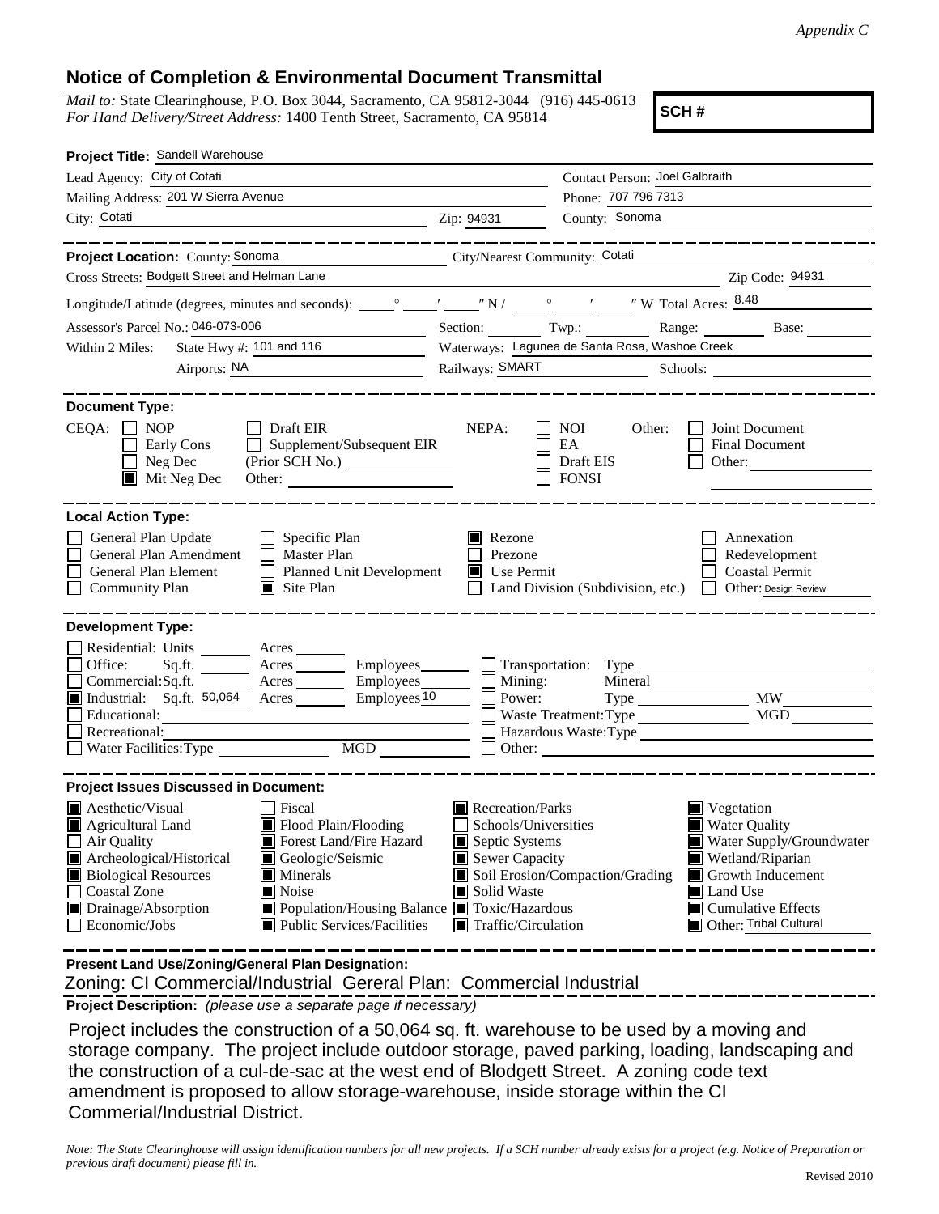*Appendix C*

## Notice of Completion & Environmental Document Transmittal

*Mail to:* State Clearinghouse, P.O. Box 3044, Sacramento, CA 95812-3044 (916) 445-0613
*For Hand Delivery/Street Address:* 1400 Tenth Street, Sacramento, CA 95814

**SCH #**

**Project Title:** Sandell Warehouse

Lead Agency: City of Cotati | Contact Person: Joel Galbraith
Mailing Address: 201 W Sierra Avenue | Phone: 707 796 7313
City: Cotati | Zip: 94931 | County: Sonoma

---

**Project Location:** County: Sonoma | City/Nearest Community: Cotati
Cross Streets: Bodgett Street and Helman Lane | Zip Code: 94931
Longitude/Latitude (degrees, minutes and seconds): \_\_\_° \_\_\_′ \_\_\_″ N / \_\_\_° \_\_\_′ \_\_\_″ W Total Acres: 8.48
Assessor's Parcel No.: 046-073-006 | Section: | Twp.: | Range: | Base:
Within 2 Miles: State Hwy #: 101 and 116 | Waterways: Lagunea de Santa Rosa, Washoe Creek
Airports: NA | Railways: SMART | Schools:

---

**Document Type:**

CEQA: ☐ NOP ☐ Early Cons ☐ Neg Dec ■ Mit Neg Dec ☐ Draft EIR ☐ Supplement/Subsequent EIR (Prior SCH No.) Other:
NEPA: ☐ NOI ☐ EA ☐ Draft EIS ☐ FONSI
Other: ☐ Joint Document ☐ Final Document ☐ Other:

---

**Local Action Type:**

☐ General Plan Update ☐ General Plan Amendment ☐ General Plan Element ☐ Community Plan
☐ Specific Plan ☐ Master Plan ☐ Planned Unit Development ■ Site Plan
■ Rezone ☐ Prezone ■ Use Permit ☐ Land Division (Subdivision, etc.)
☐ Annexation ☐ Redevelopment ☐ Coastal Permit ☐ Other: Design Review

---

**Development Type:**

☐ Residential: Units \_\_\_ Acres \_\_\_
☐ Office: Sq.ft. \_\_\_ Acres \_\_\_ Employees \_\_\_
☐ Commercial: Sq.ft. \_\_\_ Acres \_\_\_ Employees \_\_\_
■ Industrial: Sq.ft. 50,064 Acres \_\_\_ Employees 10
☐ Educational:
☐ Recreational:
☐ Water Facilities: Type \_\_\_ MGD \_\_\_
☐ Transportation: Type
☐ Mining: Mineral
☐ Power: Type \_\_\_ MW
☐ Waste Treatment: Type \_\_\_ MGD
☐ Hazardous Waste: Type
☐ Other:

---

**Project Issues Discussed in Document:**

■ Aesthetic/Visual
■ Agricultural Land
☐ Air Quality
■ Archeological/Historical
■ Biological Resources
☐ Coastal Zone
■ Drainage/Absorption
☐ Economic/Jobs
☐ Fiscal
■ Flood Plain/Flooding
■ Forest Land/Fire Hazard
■ Geologic/Seismic
■ Minerals
■ Noise
■ Population/Housing Balance
■ Public Services/Facilities
■ Recreation/Parks
☐ Schools/Universities
■ Septic Systems
■ Sewer Capacity
■ Soil Erosion/Compaction/Grading
■ Solid Waste
■ Toxic/Hazardous
■ Traffic/Circulation
■ Vegetation
■ Water Quality
■ Water Supply/Groundwater
■ Wetland/Riparian
■ Growth Inducement
■ Land Use
■ Cumulative Effects
■ Other: Tribal Cultural

---

**Present Land Use/Zoning/General Plan Designation:**

Zoning: CI Commercial/Industrial Gereral Plan: Commercial Industrial

**Project Description:** *(please use a separate page if necessary)*

Project includes the construction of a 50,064 sq. ft. warehouse to be used by a moving and storage company. The project include outdoor storage, paved parking, loading, landscaping and the construction of a cul-de-sac at the west end of Blodgett Street. A zoning code text amendment is proposed to allow storage-warehouse, inside storage within the CI Commerial/Industrial District.

*Note: The State Clearinghouse will assign identification numbers for all new projects. If a SCH number already exists for a project (e.g. Notice of Preparation or previous draft document) please fill in.*

Revised 2010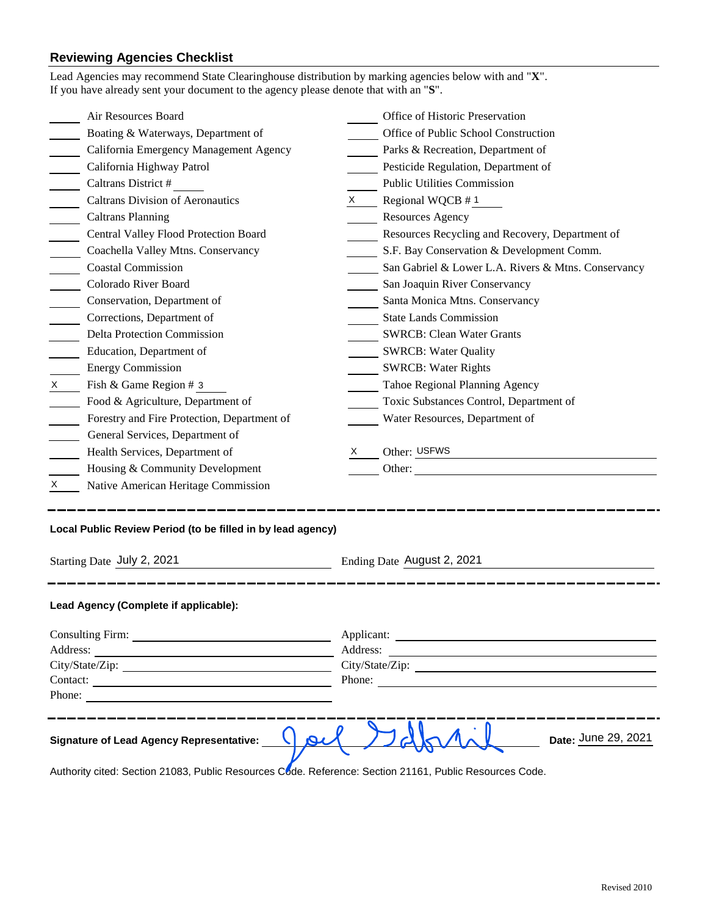## Reviewing Agencies Checklist

Lead Agencies may recommend State Clearinghouse distribution by marking agencies below with and "**X**".
If you have already sent your document to the agency please denote that with an "**S**".

| | | | |
|---|---|---|---|
| | Air Resources Board | | Office of Historic Preservation |
| | Boating & Waterways, Department of | | Office of Public School Construction |
| | California Emergency Management Agency | | Parks & Recreation, Department of |
| | California Highway Patrol | | Pesticide Regulation, Department of |
| | Caltrans District # | | Public Utilities Commission |
| | Caltrans Division of Aeronautics | X | Regional WQCB # 1 |
| | Caltrans Planning | | Resources Agency |
| | Central Valley Flood Protection Board | | Resources Recycling and Recovery, Department of |
| | Coachella Valley Mtns. Conservancy | | S.F. Bay Conservation & Development Comm. |
| | Coastal Commission | | San Gabriel & Lower L.A. Rivers & Mtns. Conservancy |
| | Colorado River Board | | San Joaquin River Conservancy |
| | Conservation, Department of | | Santa Monica Mtns. Conservancy |
| | Corrections, Department of | | State Lands Commission |
| | Delta Protection Commission | | SWRCB: Clean Water Grants |
| | Education, Department of | | SWRCB: Water Quality |
| | Energy Commission | | SWRCB: Water Rights |
| X | Fish & Game Region # 3 | | Tahoe Regional Planning Agency |
| | Food & Agriculture, Department of | | Toxic Substances Control, Department of |
| | Forestry and Fire Protection, Department of | | Water Resources, Department of |
| | General Services, Department of | | |
| | Health Services, Department of | X | Other: USFWS |
| | Housing & Community Development | | Other: |
| X | Native American Heritage Commission | | |

**Local Public Review Period (to be filled in by lead agency)**

Starting Date July 2, 2021 Ending Date August 2, 2021

**Lead Agency (Complete if applicable):**

| | |
|---|---|
| Consulting Firm: | Applicant: |
| Address: | Address: |
| City/State/Zip: | City/State/Zip: |
| Contact: | Phone: |
| Phone: | |

**Signature of Lead Agency Representative:** Joel Gabrial **Date:** June 29, 2021

Authority cited: Section 21083, Public Resources Code. Reference: Section 21161, Public Resources Code.

Revised 2010